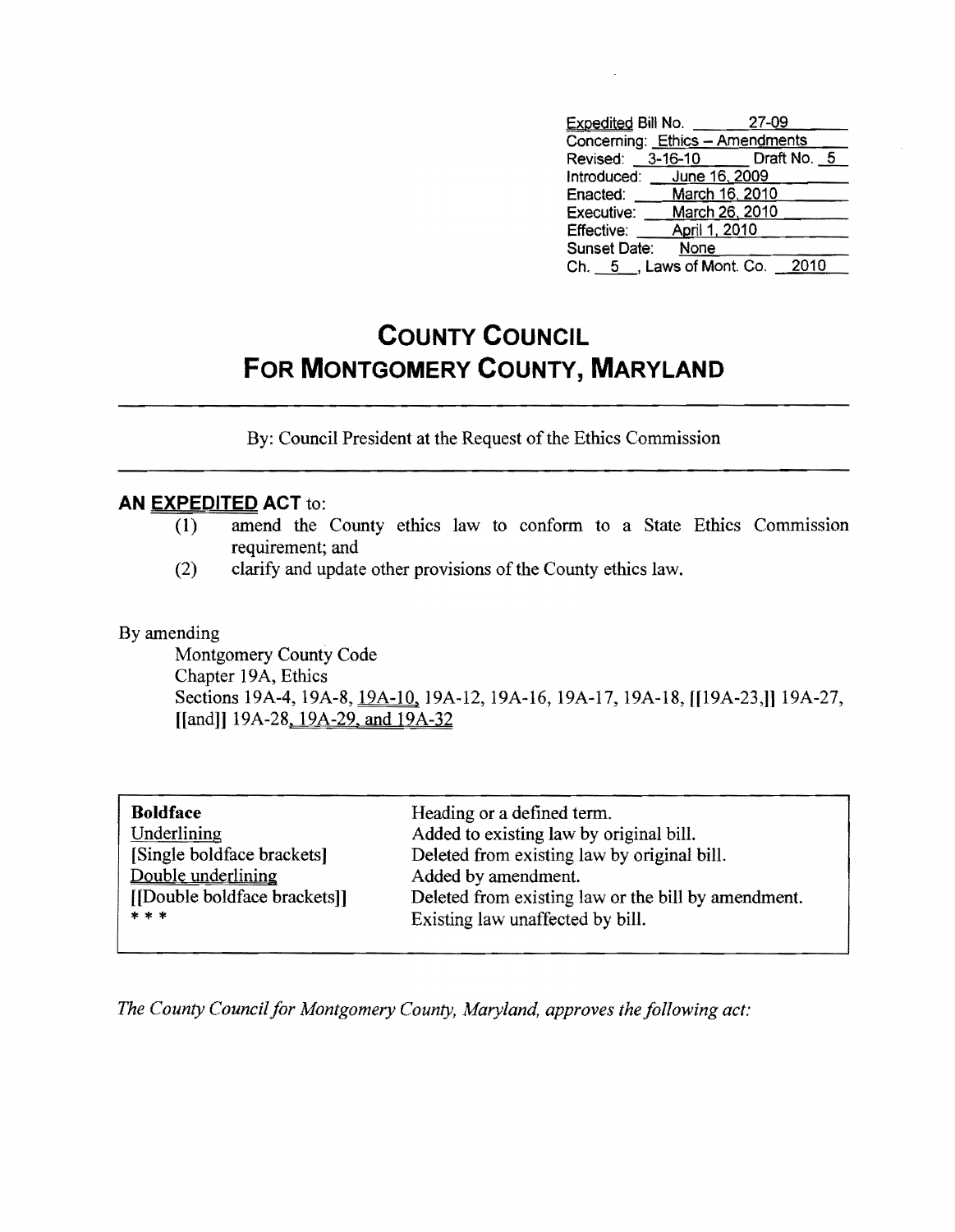Expedited Bill No. 27-09
Concerning: Ethics – Amendments
Revised: 3-16-10 Draft No. 5
Introduced: June 16, 2009
Enacted: March 16, 2010
Executive: March 26, 2010
Effective: April 1, 2010
Sunset Date: None
Ch. 5, Laws of Mont. Co. 2010

# COUNTY COUNCIL
# FOR MONTGOMERY COUNTY, MARYLAND

By: Council President at the Request of the Ethics Commission

## AN EXPEDITED ACT to:

(1) amend the County ethics law to conform to a State Ethics Commission requirement; and
(2) clarify and update other provisions of the County ethics law.

By amending
Montgomery County Code
Chapter 19A, Ethics
Sections 19A-4, 19A-8, 19A-10, 19A-12, 19A-16, 19A-17, 19A-18, [[19A-23,]] 19A-27, [[and]] 19A-28, 19A-29, and 19A-32

| | |
|---|---|
| **Boldface** | Heading or a defined term. |
| Underlining | Added to existing law by original bill. |
| [Single boldface brackets] | Deleted from existing law by original bill. |
| Double underlining | Added by amendment. |
| [[Double boldface brackets]] | Deleted from existing law or the bill by amendment. |
| * * * | Existing law unaffected by bill. |

*The County Council for Montgomery County, Maryland, approves the following act:*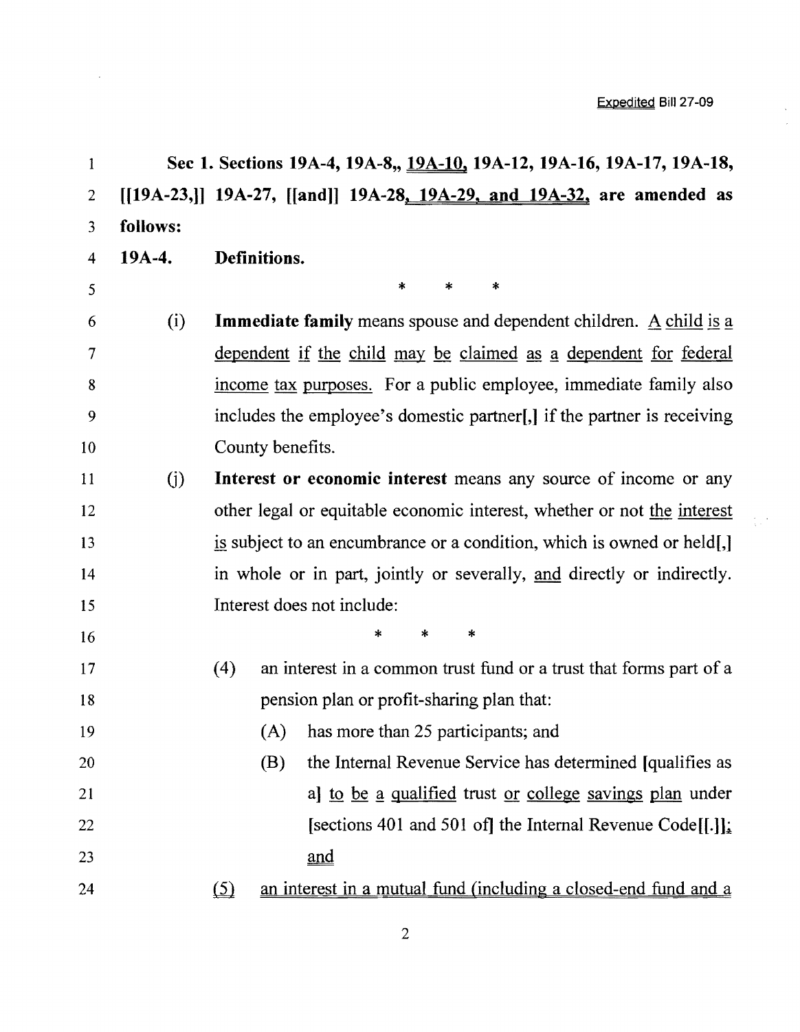Expedited Bill 27-09

**Sec 1. Sections 19A-4, 19A-8,, 19A-10, 19A-12, 19A-16, 19A-17, 19A-18, [[19A-23,]] 19A-27, [[and]] 19A-28, 19A-29, and 19A-32, are amended as follows:**

**19A-4. Definitions.**

\* \* \*

(i) **Immediate family** means spouse and dependent children. A child is a dependent if the child may be claimed as a dependent for federal income tax purposes. For a public employee, immediate family also includes the employee's domestic partner[,] if the partner is receiving County benefits.

(j) **Interest or economic interest** means any source of income or any other legal or equitable economic interest, whether or not the interest is subject to an encumbrance or a condition, which is owned or held[,] in whole or in part, jointly or severally, and directly or indirectly. Interest does not include:

\* \* \*

(4) an interest in a common trust fund or a trust that forms part of a pension plan or profit-sharing plan that:

(A) has more than 25 participants; and

(B) the Internal Revenue Service has determined [qualifies as a] to be a qualified trust or college savings plan under [sections 401 and 501 of] the Internal Revenue Code[[.]]; and

(5) an interest in a mutual fund (including a closed-end fund and a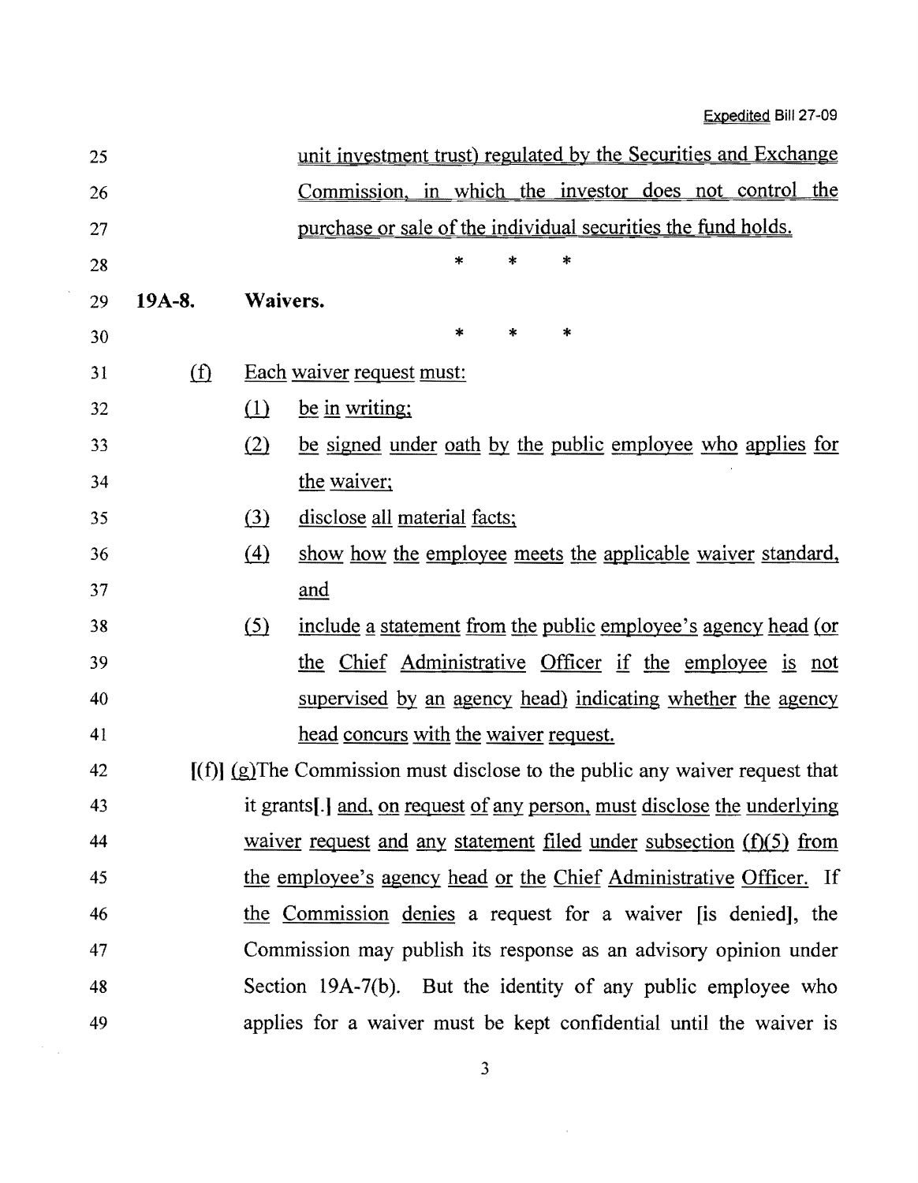unit investment trust) regulated by the Securities and Exchange Commission, in which the investor does not control the purchase or sale of the individual securities the fund holds.

\* \* \*

**19A-8. Waivers.**

\* \* \*

(f) Each waiver request must:

(1) be in writing;

(2) be signed under oath by the public employee who applies for the waiver;

(3) disclose all material facts;

(4) show how the employee meets the applicable waiver standard, and

(5) include a statement from the public employee's agency head (or the Chief Administrative Officer if the employee is not supervised by an agency head) indicating whether the agency head concurs with the waiver request.

[(f)] (g)The Commission must disclose to the public any waiver request that it grants[.] and, on request of any person, must disclose the underlying waiver request and any statement filed under subsection (f)(5) from the employee's agency head or the Chief Administrative Officer. If the Commission denies a request for a waiver [is denied], the Commission may publish its response as an advisory opinion under Section 19A-7(b). But the identity of any public employee who applies for a waiver must be kept confidential until the waiver is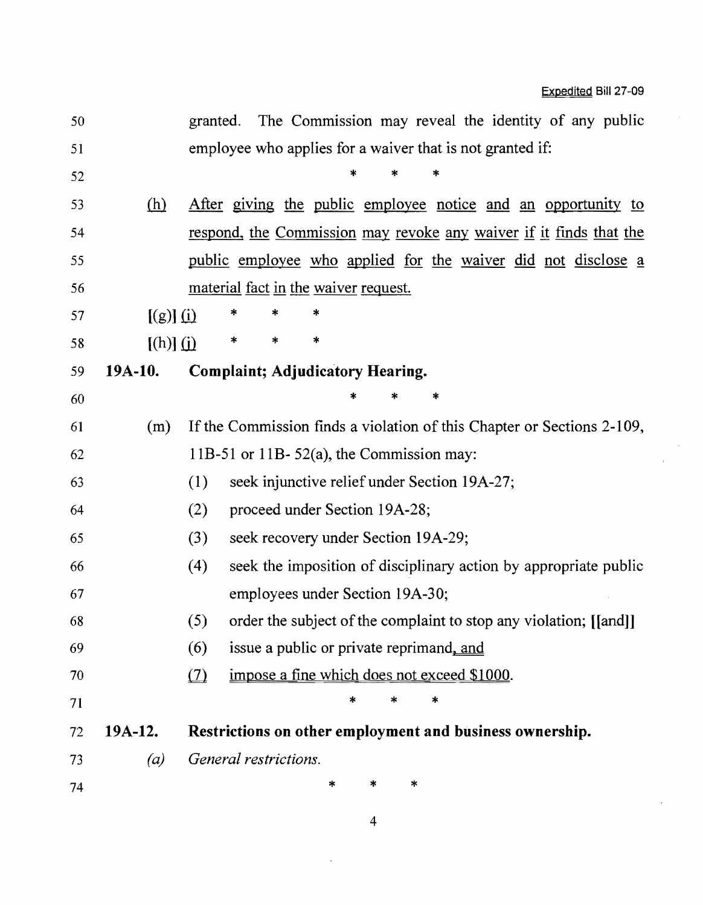granted. The Commission may reveal the identity of any public employee who applies for a waiver that is not granted if:

\* \* \*

(h) After giving the public employee notice and an opportunity to respond, the Commission may revoke any waiver if it finds that the public employee who applied for the waiver did not disclose a material fact in the waiver request.

[(g)] (i) \* \* \*

[(h)] (j) \* \* \*

**19A-10. Complaint; Adjudicatory Hearing.**

\* \* \*

(m) If the Commission finds a violation of this Chapter or Sections 2-109, 11B-51 or 11B- 52(a), the Commission may:

(1) seek injunctive relief under Section 19A-27;

(2) proceed under Section 19A-28;

(3) seek recovery under Section 19A-29;

(4) seek the imposition of disciplinary action by appropriate public employees under Section 19A-30;

(5) order the subject of the complaint to stop any violation; [[and]]

(6) issue a public or private reprimand, and

(7) impose a fine which does not exceed $1000.

\* \* \*

**19A-12. Restrictions on other employment and business ownership.**

*(a) General restrictions.*

\* \* \*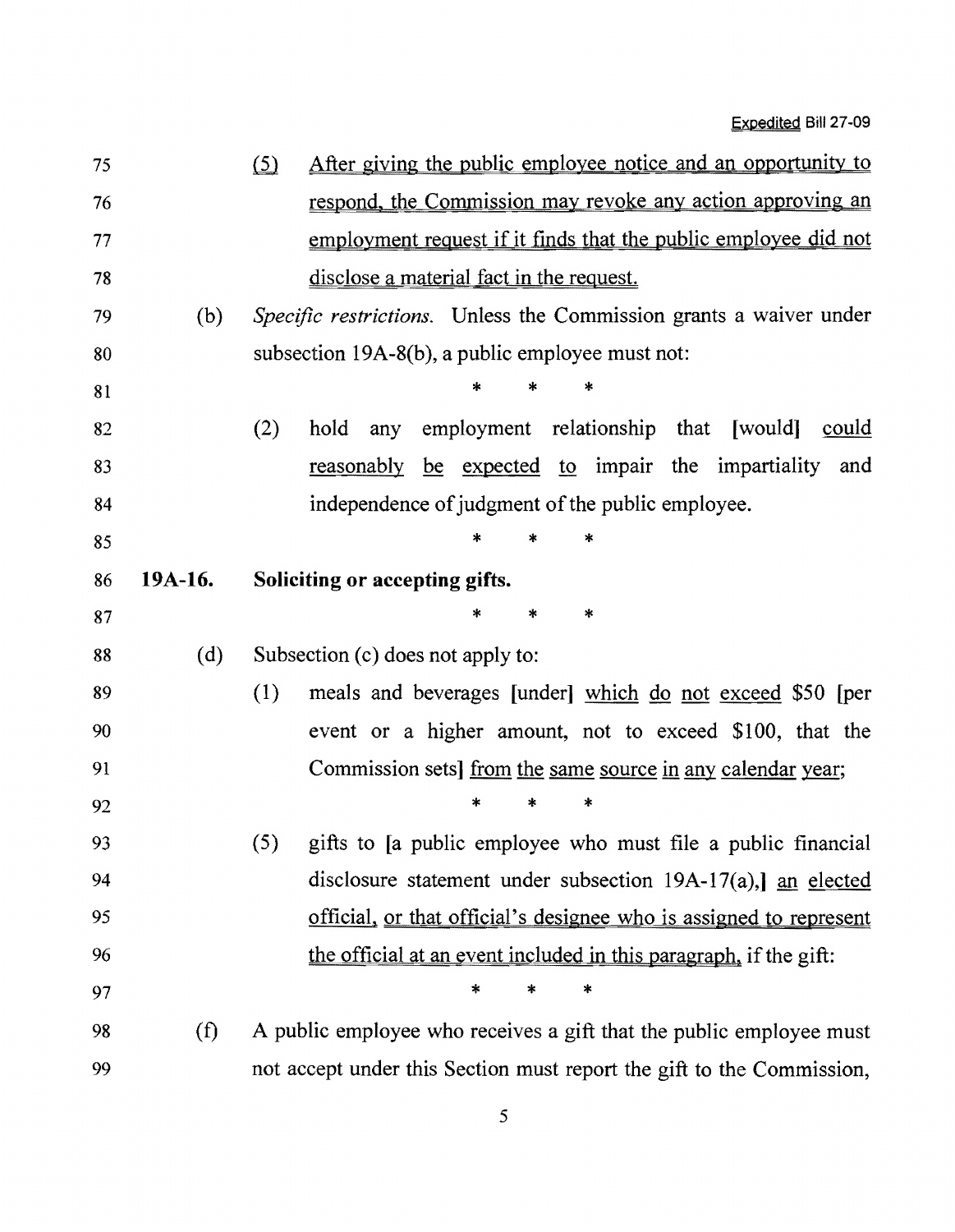(5) After giving the public employee notice and an opportunity to respond, the Commission may revoke any action approving an employment request if it finds that the public employee did not disclose a material fact in the request.

(b) *Specific restrictions.* Unless the Commission grants a waiver under subsection 19A-8(b), a public employee must not:

\* \* \*

(2) hold any employment relationship that [would] could reasonably be expected to impair the impartiality and independence of judgment of the public employee.

\* \* \*

**19A-16. Soliciting or accepting gifts.**

\* \* \*

(d) Subsection (c) does not apply to:

(1) meals and beverages [under] which do not exceed $50 [per event or a higher amount, not to exceed $100, that the Commission sets] from the same source in any calendar year;

\* \* \*

(5) gifts to [a public employee who must file a public financial disclosure statement under subsection 19A-17(a),] an elected official, or that official's designee who is assigned to represent the official at an event included in this paragraph, if the gift:

\* \* \*

(f) A public employee who receives a gift that the public employee must not accept under this Section must report the gift to the Commission,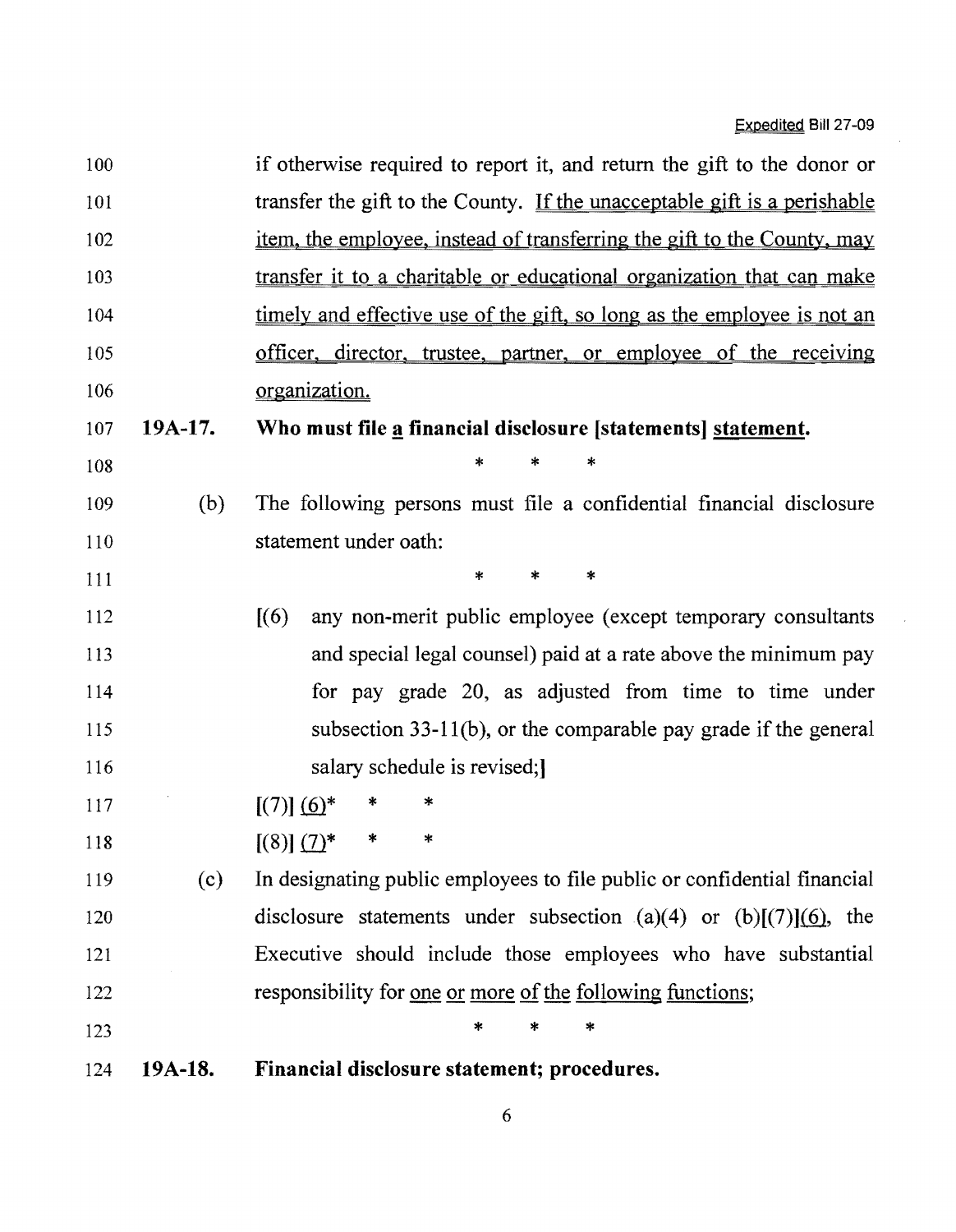100 if otherwise required to report it, and return the gift to the donor or
101 transfer the gift to the County. <u>If the unacceptable gift is a perishable</u>
102 <u>item, the employee, instead of transferring the gift to the County, may</u>
103 <u>transfer it to a charitable or educational organization that can make</u>
104 <u>timely and effective use of the gift, so long as the employee is not an</u>
105 <u>officer, director, trustee, partner, or employee of the receiving</u>
106 <u>organization.</u>

107 **19A-17. Who must file <u>a</u> financial disclosure [statements] <u>statement</u>.**

108 \* \* \*

109 (b) The following persons must file a confidential financial disclosure
110 statement under oath:

111 \* \* \*

112 [(6) any non-merit public employee (except temporary consultants
113 and special legal counsel) paid at a rate above the minimum pay
114 for pay grade 20, as adjusted from time to time under
115 subsection 33-11(b), or the comparable pay grade if the general
116 salary schedule is revised;]

117 [(7)] <u>(6)</u>\* \* \*

118 [(8)] <u>(7)</u>\* \* \*

119 (c) In designating public employees to file public or confidential financial
120 disclosure statements under subsection (a)(4) or (b)[(7)]<u>(6)</u>, the
121 Executive should include those employees who have substantial
122 responsibility for <u>one or more of the following functions</u>;

123 \* \* \*

124 **19A-18. Financial disclosure statement; procedures.**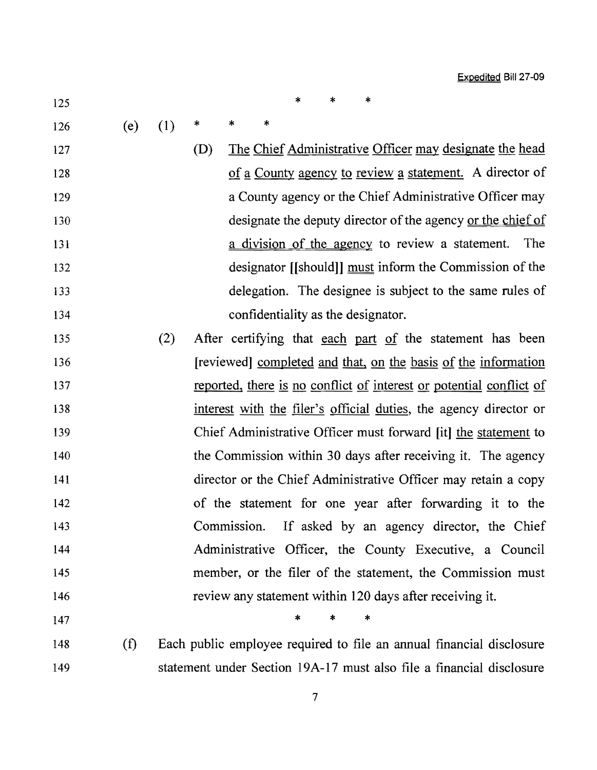\* \* \*

(e) (1) \* \* \*

(D) The Chief Administrative Officer may designate the head of a County agency to review a statement. A director of a County agency or the Chief Administrative Officer may designate the deputy director of the agency or the chief of a division of the agency to review a statement. The designator [[should]] must inform the Commission of the delegation. The designee is subject to the same rules of confidentiality as the designator.

(2) After certifying that each part of the statement has been [reviewed] completed and that, on the basis of the information reported, there is no conflict of interest or potential conflict of interest with the filer's official duties, the agency director or Chief Administrative Officer must forward [it] the statement to the Commission within 30 days after receiving it. The agency director or the Chief Administrative Officer may retain a copy of the statement for one year after forwarding it to the Commission. If asked by an agency director, the Chief Administrative Officer, the County Executive, a Council member, or the filer of the statement, the Commission must review any statement within 120 days after receiving it.

\* \* \*

(f) Each public employee required to file an annual financial disclosure statement under Section 19A-17 must also file a financial disclosure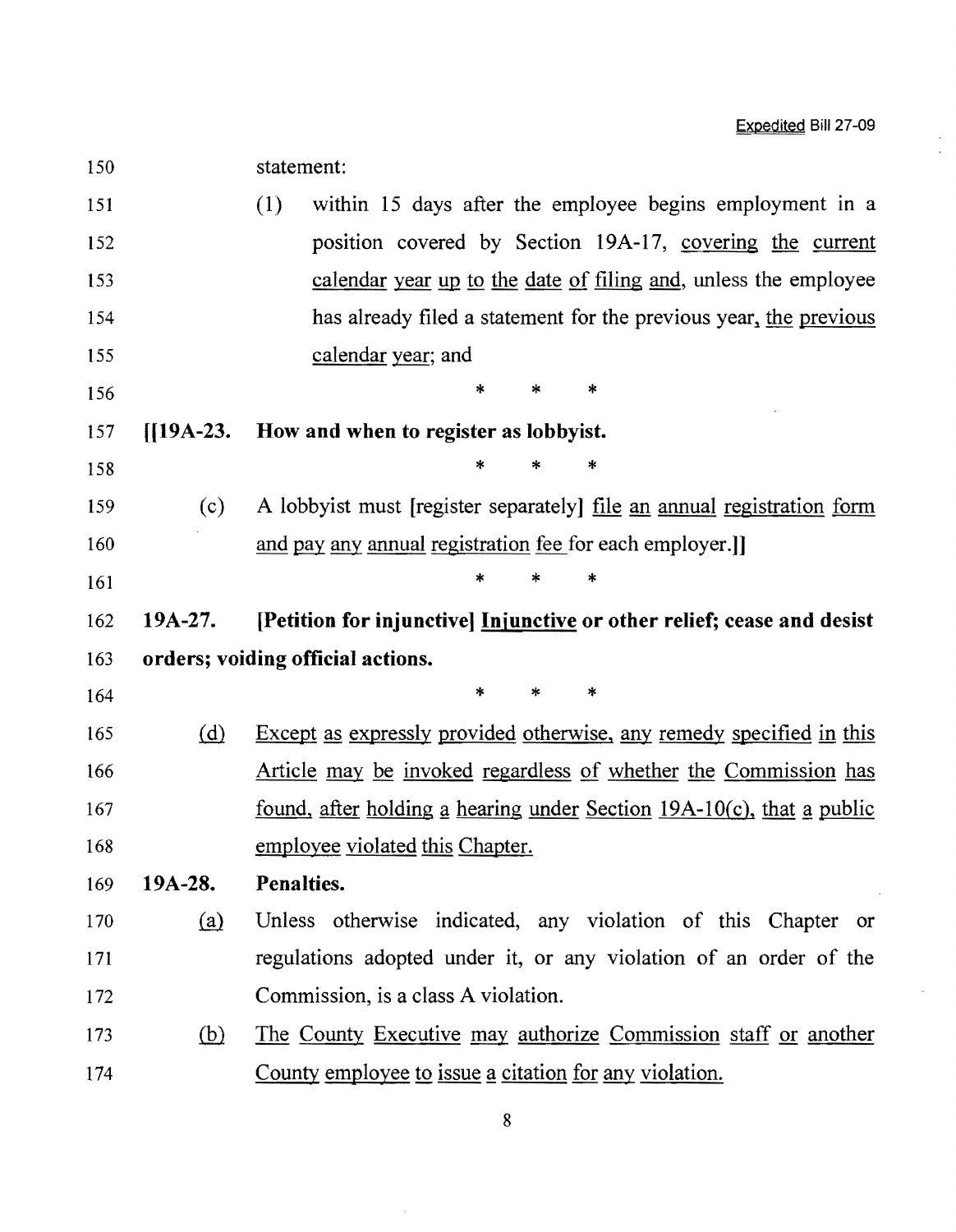statement:

(1) within 15 days after the employee begins employment in a position covered by Section 19A-17, covering the current calendar year up to the date of filing and, unless the employee has already filed a statement for the previous year, the previous calendar year; and

\* \* \*

**[[19A-23. How and when to register as lobbyist.**

\* \* \*

(c) A lobbyist must [register separately] file an annual registration form and pay any annual registration fee for each employer.]]

\* \* \*

**19A-27. [Petition for injunctive] Injunctive or other relief; cease and desist orders; voiding official actions.**

\* \* \*

(d) Except as expressly provided otherwise, any remedy specified in this Article may be invoked regardless of whether the Commission has found, after holding a hearing under Section 19A-10(c), that a public employee violated this Chapter.

**19A-28. Penalties.**

(a) Unless otherwise indicated, any violation of this Chapter or regulations adopted under it, or any violation of an order of the Commission, is a class A violation.

(b) The County Executive may authorize Commission staff or another County employee to issue a citation for any violation.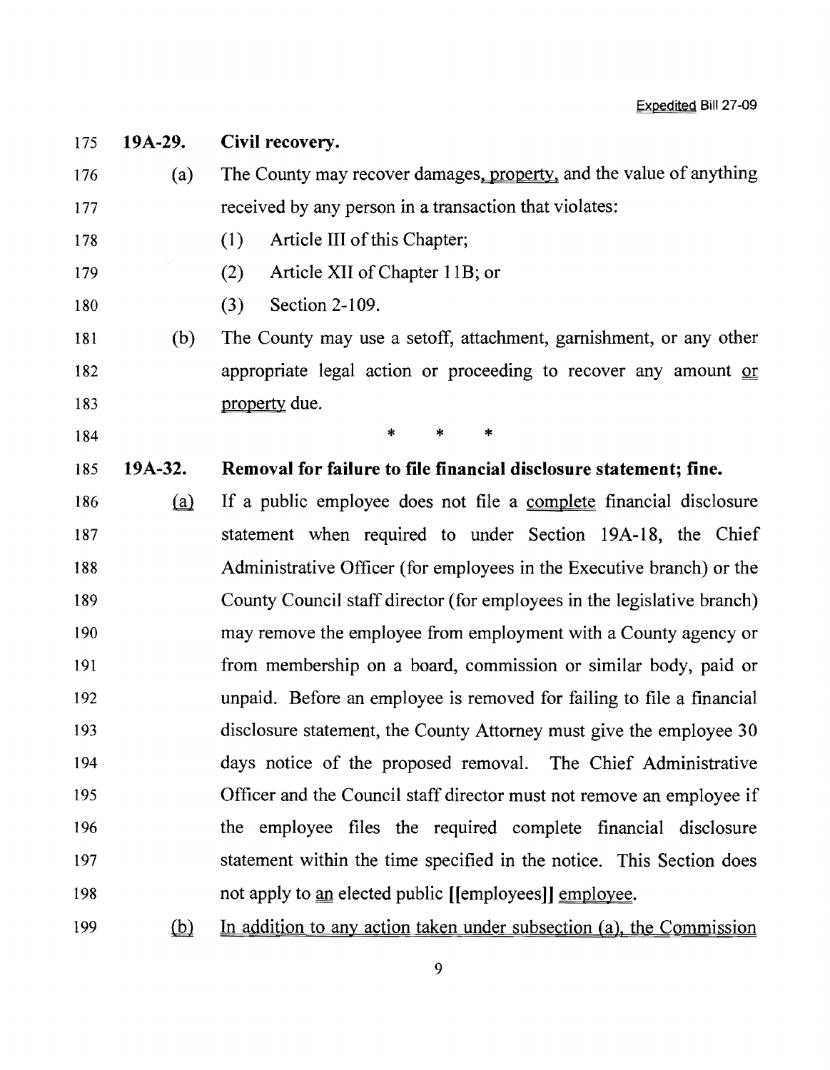175 **19A-29. Civil recovery.**

176 (a) The County may recover damages, property, and the value of anything

177 received by any person in a transaction that violates:

178 (1) Article III of this Chapter;

179 (2) Article XII of Chapter 11B; or

180 (3) Section 2-109.

181 (b) The County may use a setoff, attachment, garnishment, or any other

182 appropriate legal action or proceeding to recover any amount or

183 property due.

184 \* \* \*

185 **19A-32. Removal for failure to file financial disclosure statement; fine.**

186 (a) If a public employee does not file a complete financial disclosure

187 statement when required to under Section 19A-18, the Chief

188 Administrative Officer (for employees in the Executive branch) or the

189 County Council staff director (for employees in the legislative branch)

190 may remove the employee from employment with a County agency or

191 from membership on a board, commission or similar body, paid or

192 unpaid. Before an employee is removed for failing to file a financial

193 disclosure statement, the County Attorney must give the employee 30

194 days notice of the proposed removal. The Chief Administrative

195 Officer and the Council staff director must not remove an employee if

196 the employee files the required complete financial disclosure

197 statement within the time specified in the notice. This Section does

198 not apply to an elected public [[employees]] employee.

199 (b) In addition to any action taken under subsection (a), the Commission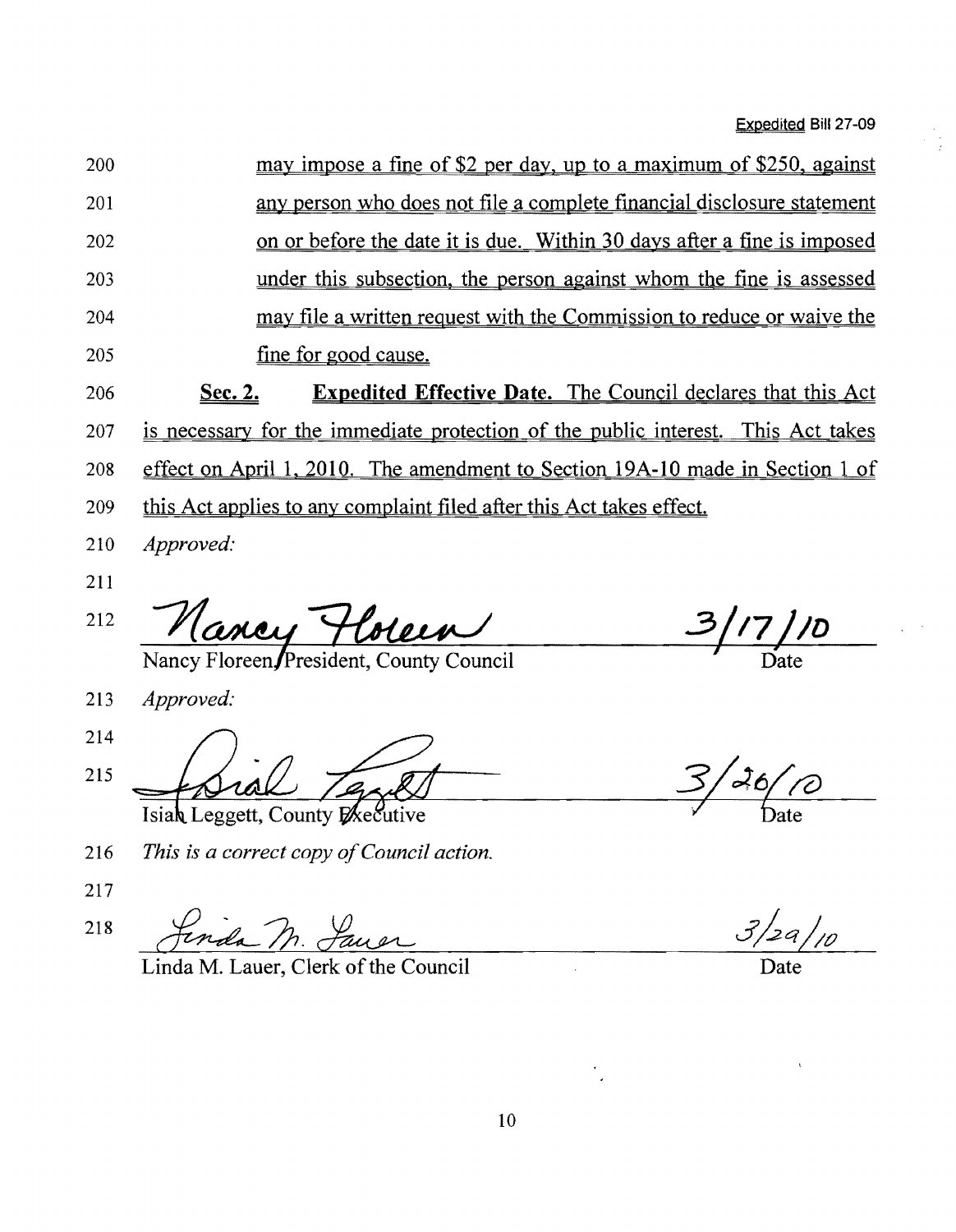200 may impose a fine of $2 per day, up to a maximum of $250, against
201 any person who does not file a complete financial disclosure statement
202 on or before the date it is due. Within 30 days after a fine is imposed
203 under this subsection, the person against whom the fine is assessed
204 may file a written request with the Commission to reduce or waive the
205 fine for good cause.

206 **Sec. 2.** **Expedited Effective Date.** The Council declares that this Act
207 is necessary for the immediate protection of the public interest. This Act takes
208 effect on April 1, 2010. The amendment to Section 19A-10 made in Section 1 of
209 this Act applies to any complaint filed after this Act takes effect.

210 *Approved:*

211

212 Nancy Floreen, President, County Council — 3/17/10 Date

213 *Approved:*

214

215 Isiah Leggett, County Executive — 3/26/10 Date

216 *This is a correct copy of Council action.*

217

218 Linda M. Lauer, Clerk of the Council — 3/29/10 Date